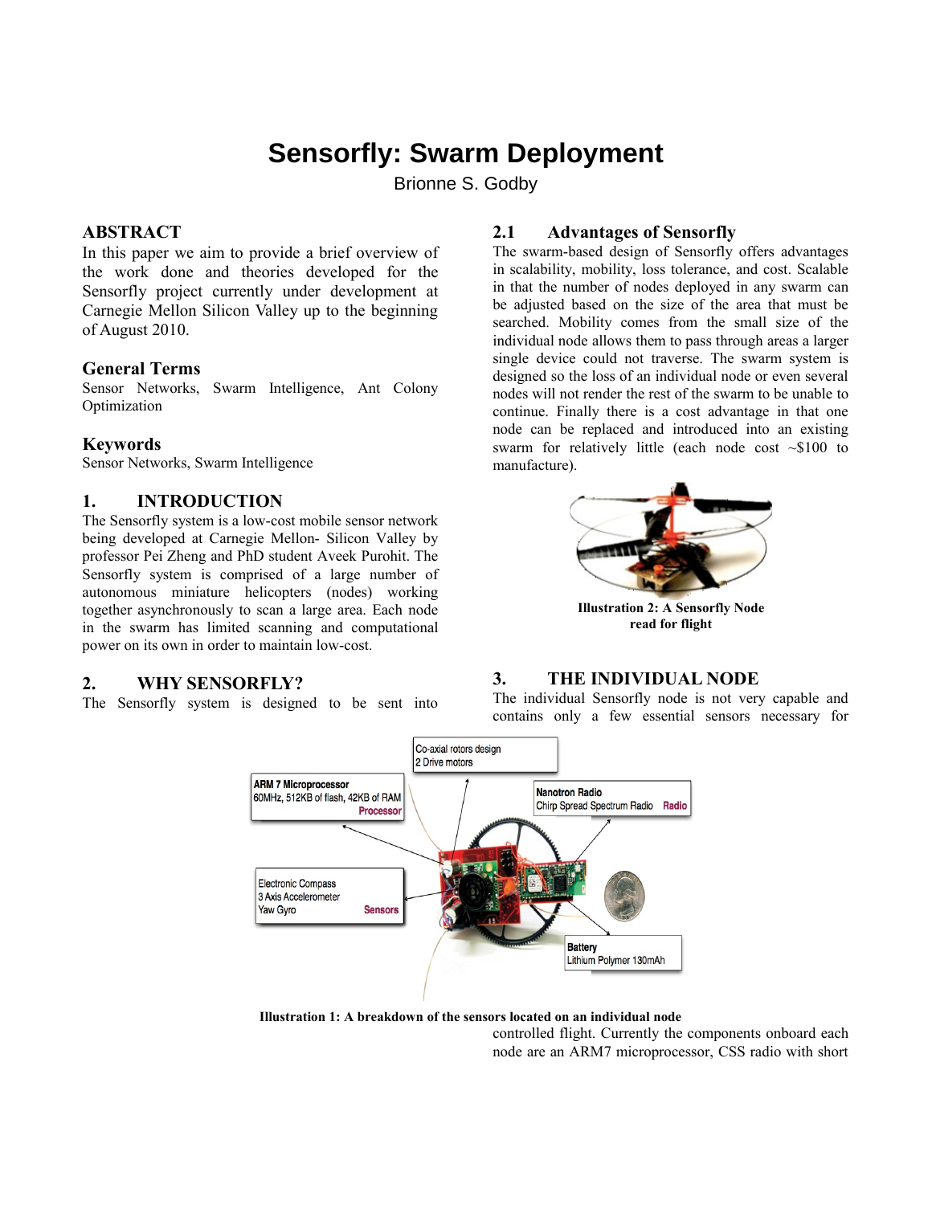# Sensorfly: Swarm Deployment

Brionne S. Godby

## ABSTRACT

In this paper we aim to provide a brief overview of the work done and theories developed for the Sensorfly project currently under development at Carnegie Mellon Silicon Valley up to the beginning of August 2010.

## General Terms

Sensor Networks, Swarm Intelligence, Ant Colony Optimization

## Keywords

Sensor Networks, Swarm Intelligence

## 1. INTRODUCTION

The Sensorfly system is a low-cost mobile sensor network being developed at Carnegie Mellon- Silicon Valley by professor Pei Zheng and PhD student Aveek Purohit. The Sensorfly system is comprised of a large number of autonomous miniature helicopters (nodes) working together asynchronously to scan a large area. Each node in the swarm has limited scanning and computational power on its own in order to maintain low-cost.

## 2. WHY SENSORFLY?

The Sensorfly system is designed to be sent into

### 2.1 Advantages of Sensorfly

The swarm-based design of Sensorfly offers advantages in scalability, mobility, loss tolerance, and cost. Scalable in that the number of nodes deployed in any swarm can be adjusted based on the size of the area that must be searched. Mobility comes from the small size of the individual node allows them to pass through areas a larger single device could not traverse. The swarm system is designed so the loss of an individual node or even several nodes will not render the rest of the swarm to be unable to continue. Finally there is a cost advantage in that one node can be replaced and introduced into an existing swarm for relatively little (each node cost ~$100 to manufacture).

**Illustration 2: A Sensorfly Node read for flight**

## 3. THE INDIVIDUAL NODE

The individual Sensorfly node is not very capable and contains only a few essential sensors necessary for controlled flight. Currently the components onboard each node are an ARM7 microprocessor, CSS radio with short

Co-axial rotors design
2 Drive motors

ARM 7 Microprocessor
60MHz, 512KB of flash, 42KB of RAM
Processor

Nanotron Radio
Chirp Spread Spectrum Radio Radio

Electronic Compass
3 Axis Accelerometer
Yaw Gyro
Sensors

Battery
Lithium Polymer 130mAh

**Illustration 1: A breakdown of the sensors located on an individual node**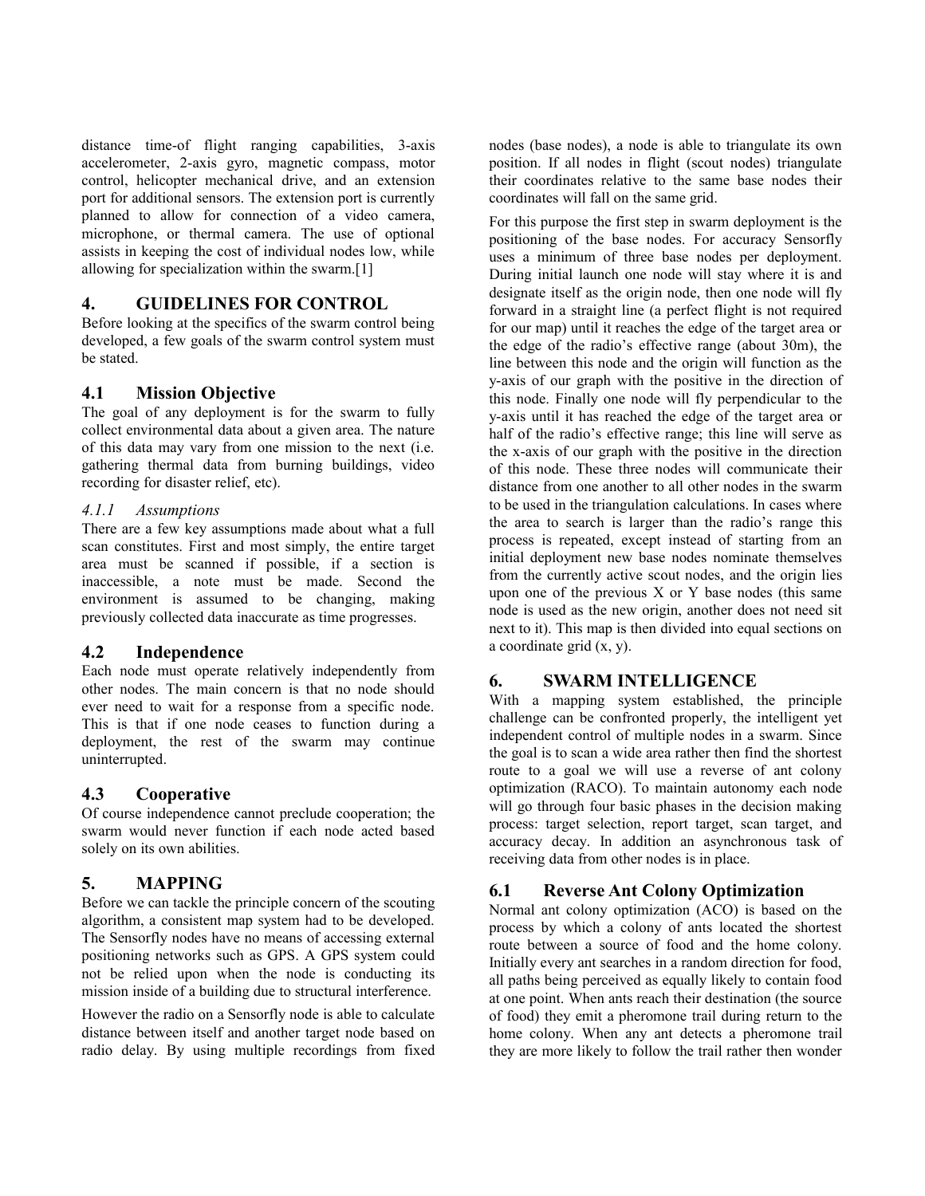distance time-of flight ranging capabilities, 3-axis accelerometer, 2-axis gyro, magnetic compass, motor control, helicopter mechanical drive, and an extension port for additional sensors. The extension port is currently planned to allow for connection of a video camera, microphone, or thermal camera. The use of optional assists in keeping the cost of individual nodes low, while allowing for specialization within the swarm.[1]

## 4. GUIDELINES FOR CONTROL

Before looking at the specifics of the swarm control being developed, a few goals of the swarm control system must be stated.

### 4.1 Mission Objective

The goal of any deployment is for the swarm to fully collect environmental data about a given area. The nature of this data may vary from one mission to the next (i.e. gathering thermal data from burning buildings, video recording for disaster relief, etc).

#### *4.1.1 Assumptions*

There are a few key assumptions made about what a full scan constitutes. First and most simply, the entire target area must be scanned if possible, if a section is inaccessible, a note must be made. Second the environment is assumed to be changing, making previously collected data inaccurate as time progresses.

### 4.2 Independence

Each node must operate relatively independently from other nodes. The main concern is that no node should ever need to wait for a response from a specific node. This is that if one node ceases to function during a deployment, the rest of the swarm may continue uninterrupted.

### 4.3 Cooperative

Of course independence cannot preclude cooperation; the swarm would never function if each node acted based solely on its own abilities.

## 5. MAPPING

Before we can tackle the principle concern of the scouting algorithm, a consistent map system had to be developed. The Sensorfly nodes have no means of accessing external positioning networks such as GPS. A GPS system could not be relied upon when the node is conducting its mission inside of a building due to structural interference.

However the radio on a Sensorfly node is able to calculate distance between itself and another target node based on radio delay. By using multiple recordings from fixed nodes (base nodes), a node is able to triangulate its own position. If all nodes in flight (scout nodes) triangulate their coordinates relative to the same base nodes their coordinates will fall on the same grid.

For this purpose the first step in swarm deployment is the positioning of the base nodes. For accuracy Sensorfly uses a minimum of three base nodes per deployment. During initial launch one node will stay where it is and designate itself as the origin node, then one node will fly forward in a straight line (a perfect flight is not required for our map) until it reaches the edge of the target area or the edge of the radio's effective range (about 30m), the line between this node and the origin will function as the y-axis of our graph with the positive in the direction of this node. Finally one node will fly perpendicular to the y-axis until it has reached the edge of the target area or half of the radio's effective range; this line will serve as the x-axis of our graph with the positive in the direction of this node. These three nodes will communicate their distance from one another to all other nodes in the swarm to be used in the triangulation calculations. In cases where the area to search is larger than the radio's range this process is repeated, except instead of starting from an initial deployment new base nodes nominate themselves from the currently active scout nodes, and the origin lies upon one of the previous X or Y base nodes (this same node is used as the new origin, another does not need sit next to it). This map is then divided into equal sections on a coordinate grid (x, y).

## 6. SWARM INTELLIGENCE

With a mapping system established, the principle challenge can be confronted properly, the intelligent yet independent control of multiple nodes in a swarm. Since the goal is to scan a wide area rather then find the shortest route to a goal we will use a reverse of ant colony optimization (RACO). To maintain autonomy each node will go through four basic phases in the decision making process: target selection, report target, scan target, and accuracy decay. In addition an asynchronous task of receiving data from other nodes is in place.

### 6.1 Reverse Ant Colony Optimization

Normal ant colony optimization (ACO) is based on the process by which a colony of ants located the shortest route between a source of food and the home colony. Initially every ant searches in a random direction for food, all paths being perceived as equally likely to contain food at one point. When ants reach their destination (the source of food) they emit a pheromone trail during return to the home colony. When any ant detects a pheromone trail they are more likely to follow the trail rather then wonder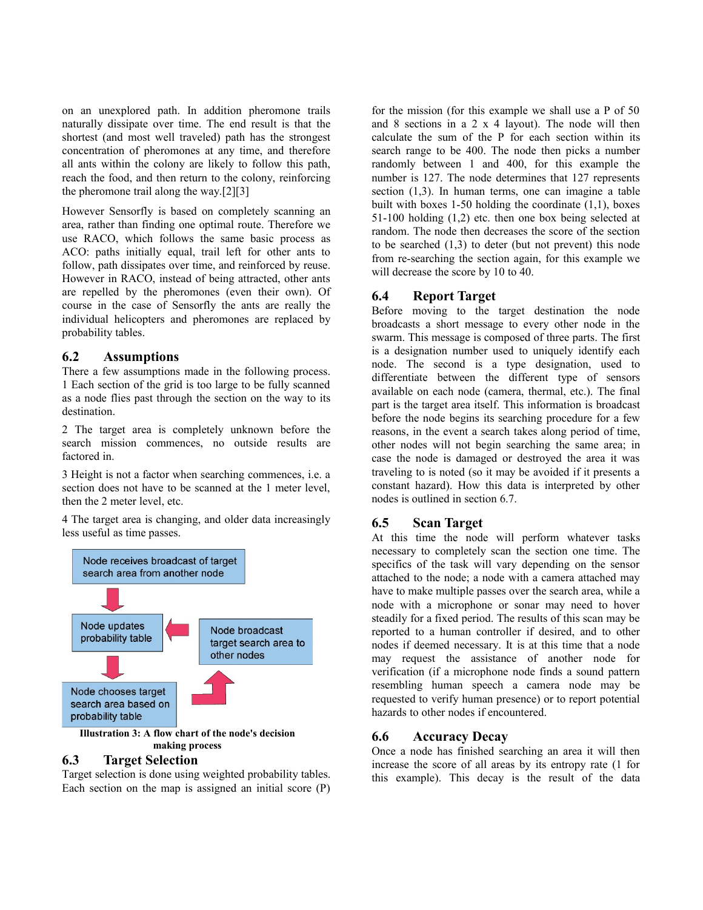on an unexplored path. In addition pheromone trails naturally dissipate over time. The end result is that the shortest (and most well traveled) path has the strongest concentration of pheromones at any time, and therefore all ants within the colony are likely to follow this path, reach the food, and then return to the colony, reinforcing the pheromone trail along the way.[2][3]

However Sensorfly is based on completely scanning an area, rather than finding one optimal route. Therefore we use RACO, which follows the same basic process as ACO: paths initially equal, trail left for other ants to follow, path dissipates over time, and reinforced by reuse. However in RACO, instead of being attracted, other ants are repelled by the pheromones (even their own). Of course in the case of Sensorfly the ants are really the individual helicopters and pheromones are replaced by probability tables.

## 6.2 Assumptions

There a few assumptions made in the following process.

1 Each section of the grid is too large to be fully scanned as a node flies past through the section on the way to its destination.

2 The target area is completely unknown before the search mission commences, no outside results are factored in.

3 Height is not a factor when searching commences, i.e. a section does not have to be scanned at the 1 meter level, then the 2 meter level, etc.

4 The target area is changing, and older data increasingly less useful as time passes.

Node receives broadcast of target search area from another node

Node updates probability table

Node broadcast target search area to other nodes

Node chooses target search area based on probability table

**Illustration 3: A flow chart of the node's decision making process**

## 6.3 Target Selection

Target selection is done using weighted probability tables. Each section on the map is assigned an initial score (P) for the mission (for this example we shall use a P of 50 and 8 sections in a 2 x 4 layout). The node will then calculate the sum of the P for each section within its search range to be 400. The node then picks a number randomly between 1 and 400, for this example the number is 127. The node determines that 127 represents section (1,3). In human terms, one can imagine a table built with boxes 1-50 holding the coordinate (1,1), boxes 51-100 holding (1,2) etc. then one box being selected at random. The node then decreases the score of the section to be searched (1,3) to deter (but not prevent) this node from re-searching the section again, for this example we will decrease the score by 10 to 40.

## 6.4 Report Target

Before moving to the target destination the node broadcasts a short message to every other node in the swarm. This message is composed of three parts. The first is a designation number used to uniquely identify each node. The second is a type designation, used to differentiate between the different type of sensors available on each node (camera, thermal, etc.). The final part is the target area itself. This information is broadcast before the node begins its searching procedure for a few reasons, in the event a search takes along period of time, other nodes will not begin searching the same area; in case the node is damaged or destroyed the area it was traveling to is noted (so it may be avoided if it presents a constant hazard). How this data is interpreted by other nodes is outlined in section 6.7.

## 6.5 Scan Target

At this time the node will perform whatever tasks necessary to completely scan the section one time. The specifics of the task will vary depending on the sensor attached to the node; a node with a camera attached may have to make multiple passes over the search area, while a node with a microphone or sonar may need to hover steadily for a fixed period. The results of this scan may be reported to a human controller if desired, and to other nodes if deemed necessary. It is at this time that a node may request the assistance of another node for verification (if a microphone node finds a sound pattern resembling human speech a camera node may be requested to verify human presence) or to report potential hazards to other nodes if encountered.

## 6.6 Accuracy Decay

Once a node has finished searching an area it will then increase the score of all areas by its entropy rate (1 for this example). This decay is the result of the data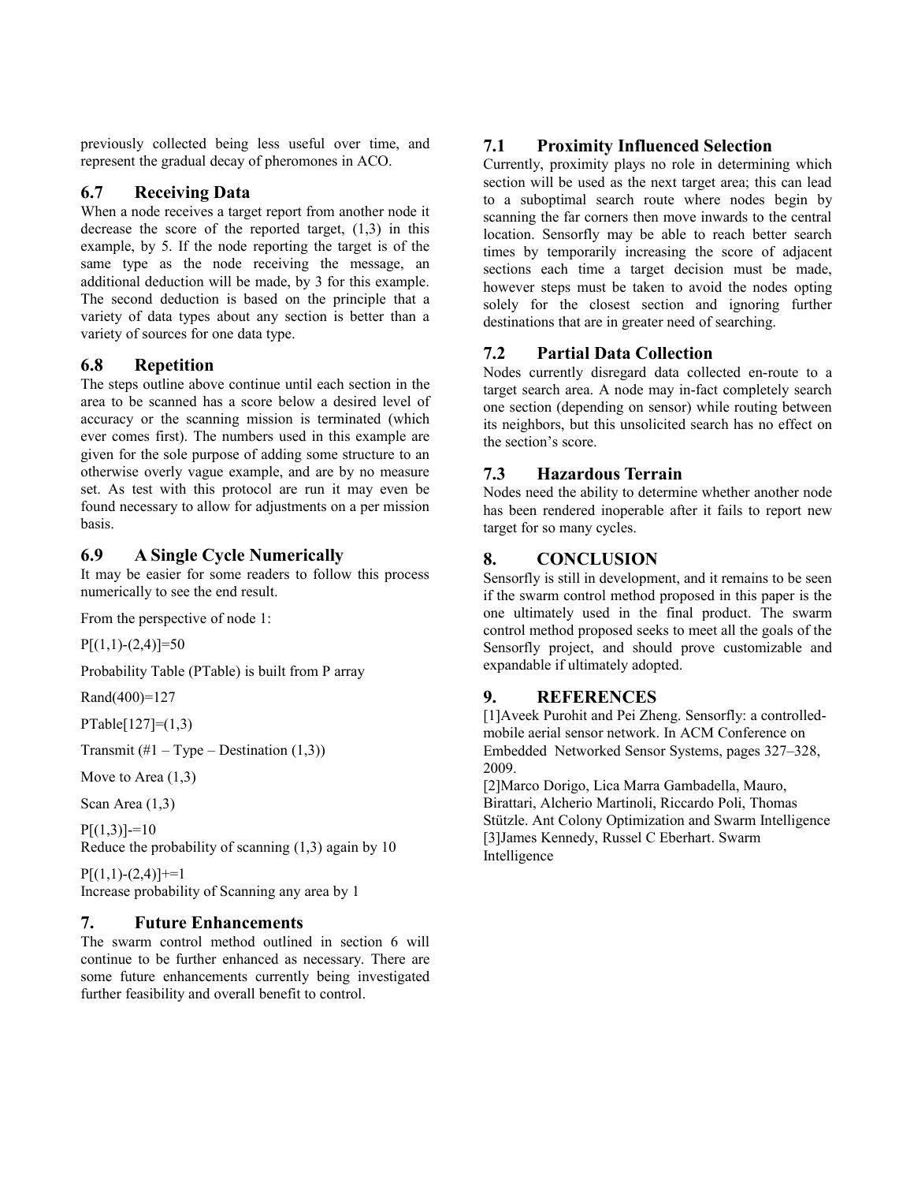previously collected being less useful over time, and represent the gradual decay of pheromones in ACO.

### 6.7 Receiving Data

When a node receives a target report from another node it decrease the score of the reported target, (1,3) in this example, by 5. If the node reporting the target is of the same type as the node receiving the message, an additional deduction will be made, by 3 for this example. The second deduction is based on the principle that a variety of data types about any section is better than a variety of sources for one data type.

### 6.8 Repetition

The steps outline above continue until each section in the area to be scanned has a score below a desired level of accuracy or the scanning mission is terminated (which ever comes first). The numbers used in this example are given for the sole purpose of adding some structure to an otherwise overly vague example, and are by no measure set. As test with this protocol are run it may even be found necessary to allow for adjustments on a per mission basis.

### 6.9 A Single Cycle Numerically

It may be easier for some readers to follow this process numerically to see the end result.

From the perspective of node 1:

P[(1,1)-(2,4)]=50

Probability Table (PTable) is built from P array

Rand(400)=127

PTable[127]=(1,3)

Transmit (#1 – Type – Destination (1,3))

Move to Area (1,3)

Scan Area (1,3)

P[(1,3)]-=10
Reduce the probability of scanning (1,3) again by 10

P[(1,1)-(2,4)]+=1
Increase probability of Scanning any area by 1

## 7. Future Enhancements

The swarm control method outlined in section 6 will continue to be further enhanced as necessary. There are some future enhancements currently being investigated further feasibility and overall benefit to control.

### 7.1 Proximity Influenced Selection

Currently, proximity plays no role in determining which section will be used as the next target area; this can lead to a suboptimal search route where nodes begin by scanning the far corners then move inwards to the central location. Sensorfly may be able to reach better search times by temporarily increasing the score of adjacent sections each time a target decision must be made, however steps must be taken to avoid the nodes opting solely for the closest section and ignoring further destinations that are in greater need of searching.

### 7.2 Partial Data Collection

Nodes currently disregard data collected en-route to a target search area. A node may in-fact completely search one section (depending on sensor) while routing between its neighbors, but this unsolicited search has no effect on the section's score.

### 7.3 Hazardous Terrain

Nodes need the ability to determine whether another node has been rendered inoperable after it fails to report new target for so many cycles.

## 8. CONCLUSION

Sensorfly is still in development, and it remains to be seen if the swarm control method proposed in this paper is the one ultimately used in the final product. The swarm control method proposed seeks to meet all the goals of the Sensorfly project, and should prove customizable and expandable if ultimately adopted.

## 9. REFERENCES

[1]Aveek Purohit and Pei Zheng. Sensorfly: a controlled-mobile aerial sensor network. In ACM Conference on Embedded Networked Sensor Systems, pages 327–328, 2009.

[2]Marco Dorigo, Lica Marra Gambadella, Mauro, Birattari, Alcherio Martinoli, Riccardo Poli, Thomas Stützle. Ant Colony Optimization and Swarm Intelligence

[3]James Kennedy, Russel C Eberhart. Swarm Intelligence